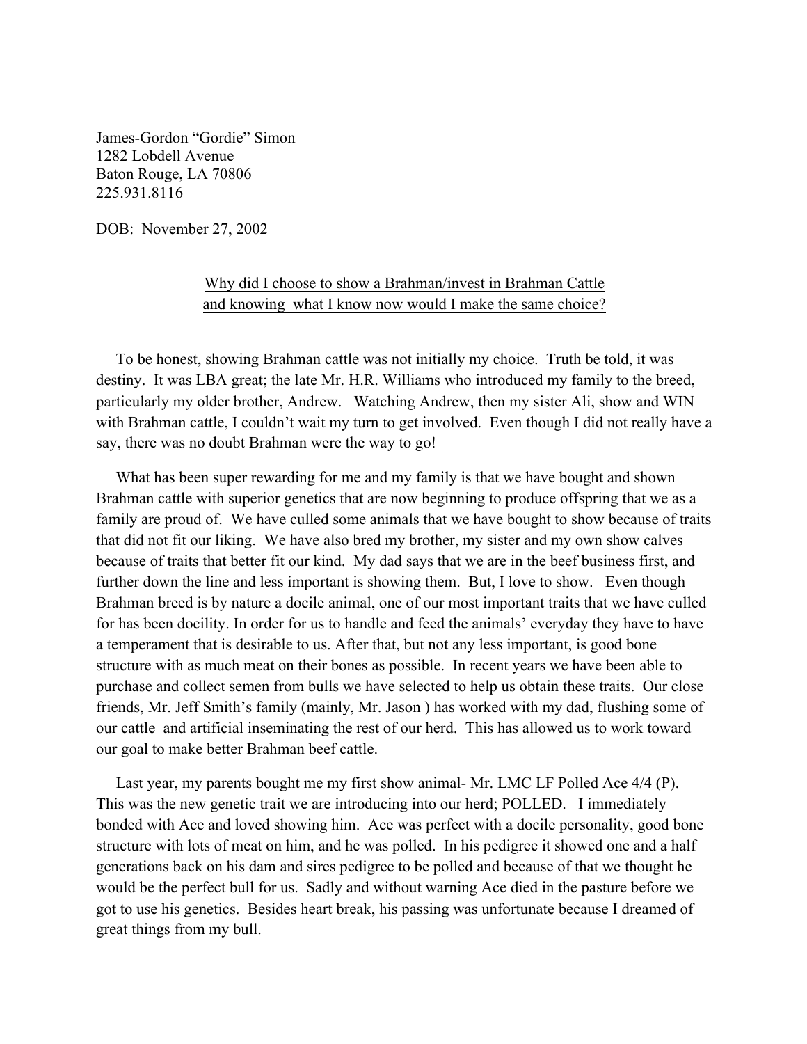James-Gordon "Gordie" Simon
1282 Lobdell Avenue
Baton Rouge, LA 70806
225.931.8116

DOB: November 27, 2002

<u>Why did I choose to show a Brahman/invest in Brahman Cattle and knowing what I know now would I make the same choice?</u>

To be honest, showing Brahman cattle was not initially my choice. Truth be told, it was destiny. It was LBA great; the late Mr. H.R. Williams who introduced my family to the breed, particularly my older brother, Andrew. Watching Andrew, then my sister Ali, show and WIN with Brahman cattle, I couldn't wait my turn to get involved. Even though I did not really have a say, there was no doubt Brahman were the way to go!

What has been super rewarding for me and my family is that we have bought and shown Brahman cattle with superior genetics that are now beginning to produce offspring that we as a family are proud of. We have culled some animals that we have bought to show because of traits that did not fit our liking. We have also bred my brother, my sister and my own show calves because of traits that better fit our kind. My dad says that we are in the beef business first, and further down the line and less important is showing them. But, I love to show. Even though Brahman breed is by nature a docile animal, one of our most important traits that we have culled for has been docility. In order for us to handle and feed the animals' everyday they have to have a temperament that is desirable to us. After that, but not any less important, is good bone structure with as much meat on their bones as possible. In recent years we have been able to purchase and collect semen from bulls we have selected to help us obtain these traits. Our close friends, Mr. Jeff Smith's family (mainly, Mr. Jason ) has worked with my dad, flushing some of our cattle and artificial inseminating the rest of our herd. This has allowed us to work toward our goal to make better Brahman beef cattle.

Last year, my parents bought me my first show animal- Mr. LMC LF Polled Ace 4/4 (P). This was the new genetic trait we are introducing into our herd; POLLED. I immediately bonded with Ace and loved showing him. Ace was perfect with a docile personality, good bone structure with lots of meat on him, and he was polled. In his pedigree it showed one and a half generations back on his dam and sires pedigree to be polled and because of that we thought he would be the perfect bull for us. Sadly and without warning Ace died in the pasture before we got to use his genetics. Besides heart break, his passing was unfortunate because I dreamed of great things from my bull.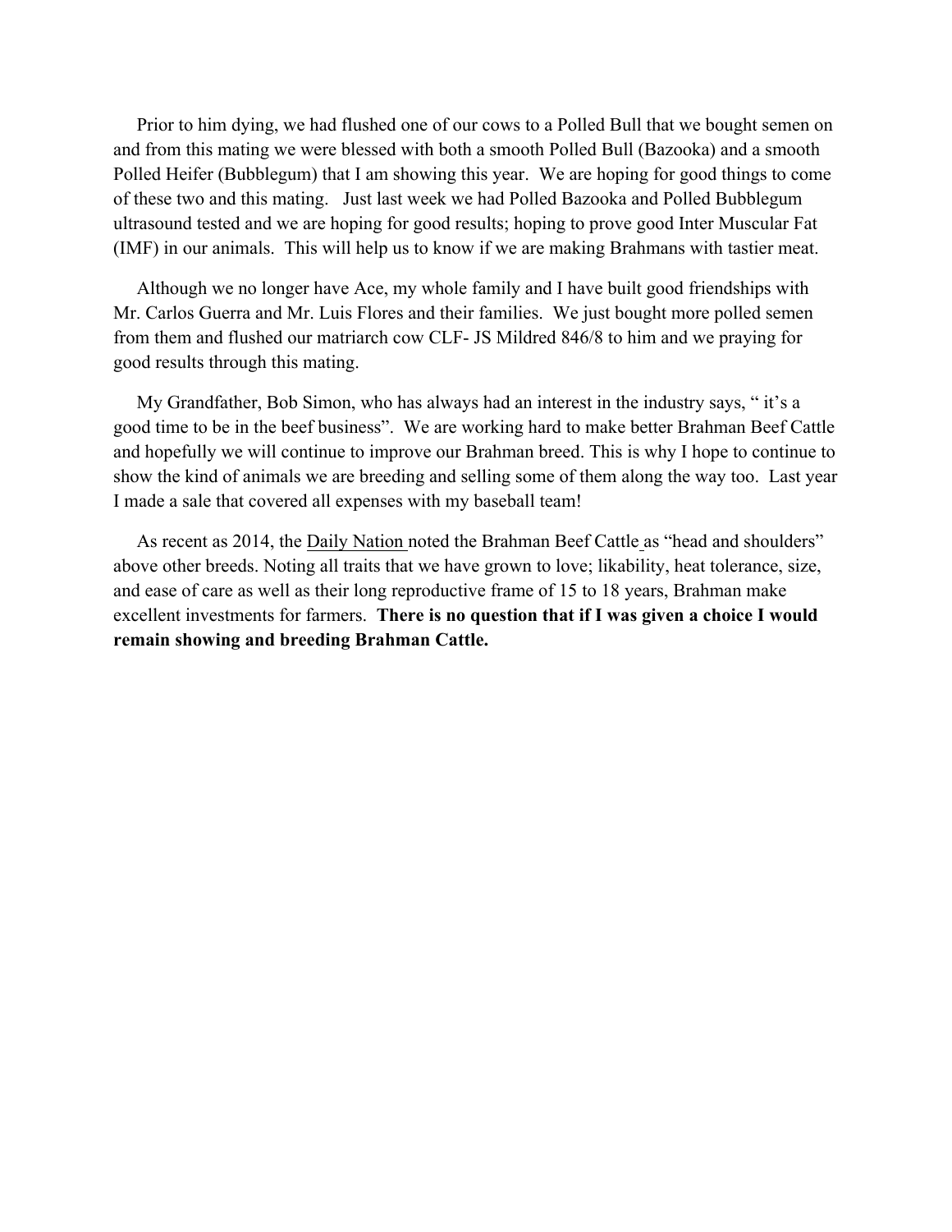Prior to him dying, we had flushed one of our cows to a Polled Bull that we bought semen on and from this mating we were blessed with both a smooth Polled Bull (Bazooka) and a smooth Polled Heifer (Bubblegum) that I am showing this year. We are hoping for good things to come of these two and this mating. Just last week we had Polled Bazooka and Polled Bubblegum ultrasound tested and we are hoping for good results; hoping to prove good Inter Muscular Fat (IMF) in our animals. This will help us to know if we are making Brahmans with tastier meat.

Although we no longer have Ace, my whole family and I have built good friendships with Mr. Carlos Guerra and Mr. Luis Flores and their families. We just bought more polled semen from them and flushed our matriarch cow CLF- JS Mildred 846/8 to him and we praying for good results through this mating.

My Grandfather, Bob Simon, who has always had an interest in the industry says, " it's a good time to be in the beef business". We are working hard to make better Brahman Beef Cattle and hopefully we will continue to improve our Brahman breed. This is why I hope to continue to show the kind of animals we are breeding and selling some of them along the way too. Last year I made a sale that covered all expenses with my baseball team!

As recent as 2014, the Daily Nation noted the Brahman Beef Cattle as "head and shoulders" above other breeds. Noting all traits that we have grown to love; likability, heat tolerance, size, and ease of care as well as their long reproductive frame of 15 to 18 years, Brahman make excellent investments for farmers. **There is no question that if I was given a choice I would remain showing and breeding Brahman Cattle.**